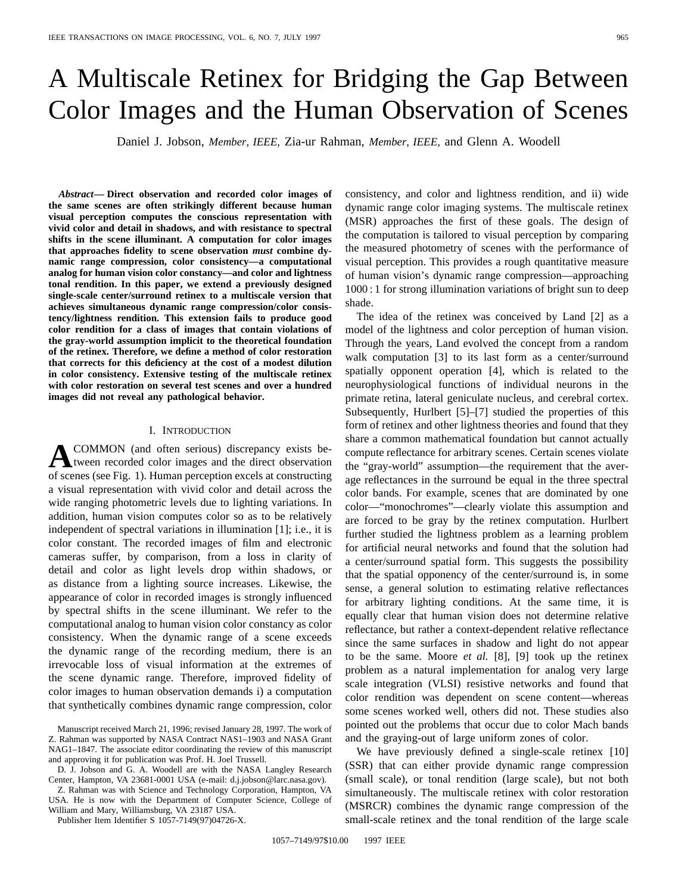# A Multiscale Retinex for Bridging the Gap Between Color Images and the Human Observation of Scenes

Daniel J. Jobson, *Member, IEEE,* Zia-ur Rahman, *Member, IEEE,* and Glenn A. Woodell

***Abstract*— Direct observation and recorded color images of the same scenes are often strikingly different because human visual perception computes the conscious representation with vivid color and detail in shadows, and with resistance to spectral shifts in the scene illuminant. A computation for color images that approaches fidelity to scene observation *must* combine dynamic range compression, color consistency—a computational analog for human vision color constancy—and color and lightness tonal rendition. In this paper, we extend a previously designed single-scale center/surround retinex to a multiscale version that achieves simultaneous dynamic range compression/color consistency/lightness rendition. This extension fails to produce good color rendition for a class of images that contain violations of the gray-world assumption implicit to the theoretical foundation of the retinex. Therefore, we define a method of color restoration that corrects for this deficiency at the cost of a modest dilution in color consistency. Extensive testing of the multiscale retinex with color restoration on several test scenes and over a hundred images did not reveal any pathological behavior.**

## I. Introduction

A COMMON (and often serious) discrepancy exists between recorded color images and the direct observation of scenes (see Fig. 1). Human perception excels at constructing a visual representation with vivid color and detail across the wide ranging photometric levels due to lighting variations. In addition, human vision computes color so as to be relatively independent of spectral variations in illumination [1]; i.e., it is color constant. The recorded images of film and electronic cameras suffer, by comparison, from a loss in clarity of detail and color as light levels drop within shadows, or as distance from a lighting source increases. Likewise, the appearance of color in recorded images is strongly influenced by spectral shifts in the scene illuminant. We refer to the computational analog to human vision color constancy as color consistency. When the dynamic range of a scene exceeds the dynamic range of the recording medium, there is an irrevocable loss of visual information at the extremes of the scene dynamic range. Therefore, improved fidelity of color images to human observation demands i) a computation that synthetically combines dynamic range compression, color consistency, and color and lightness rendition, and ii) wide dynamic range color imaging systems. The multiscale retinex (MSR) approaches the first of these goals. The design of the computation is tailored to visual perception by comparing the measured photometry of scenes with the performance of visual perception. This provides a rough quantitative measure of human vision's dynamic range compression—approaching $1000:1$ for strong illumination variations of bright sun to deep shade.

The idea of the retinex was conceived by Land [2] as a model of the lightness and color perception of human vision. Through the years, Land evolved the concept from a random walk computation [3] to its last form as a center/surround spatially opponent operation [4], which is related to the neurophysiological functions of individual neurons in the primate retina, lateral geniculate nucleus, and cerebral cortex. Subsequently, Hurlbert [5]–[7] studied the properties of this form of retinex and other lightness theories and found that they share a common mathematical foundation but cannot actually compute reflectance for arbitrary scenes. Certain scenes violate the "gray-world" assumption—the requirement that the average reflectances in the surround be equal in the three spectral color bands. For example, scenes that are dominated by one color—"monochromes"—clearly violate this assumption and are forced to be gray by the retinex computation. Hurlbert further studied the lightness problem as a learning problem for artificial neural networks and found that the solution had a center/surround spatial form. This suggests the possibility that the spatial opponency of the center/surround is, in some sense, a general solution to estimating relative reflectances for arbitrary lighting conditions. At the same time, it is equally clear that human vision does not determine relative reflectance, but rather a context-dependent relative reflectance since the same surfaces in shadow and light do not appear to be the same. Moore *et al.* [8], [9] took up the retinex problem as a natural implementation for analog very large scale integration (VLSI) resistive networks and found that color rendition was dependent on scene content—whereas some scenes worked well, others did not. These studies also pointed out the problems that occur due to color Mach bands and the graying-out of large uniform zones of color.

We have previously defined a single-scale retinex [10] (SSR) that can either provide dynamic range compression (small scale), or tonal rendition (large scale), but not both simultaneously. The multiscale retinex with color restoration (MSRCR) combines the dynamic range compression of the small-scale retinex and the tonal rendition of the large scale

Manuscript received March 21, 1996; revised January 28, 1997. The work of Z. Rahman was supported by NASA Contract NAS1–1903 and NASA Grant NAG1–1847. The associate editor coordinating the review of this manuscript and approving it for publication was Prof. H. Joel Trussell.

D. J. Jobson and G. A. Woodell are with the NASA Langley Research Center, Hampton, VA 23681-0001 USA (e-mail: d.j.jobson@larc.nasa.gov).

Z. Rahman was with Science and Technology Corporation, Hampton, VA USA. He is now with the Department of Computer Science, College of William and Mary, Williamsburg, VA 23187 USA.

Publisher Item Identifier S 1057-7149(97)04726-X.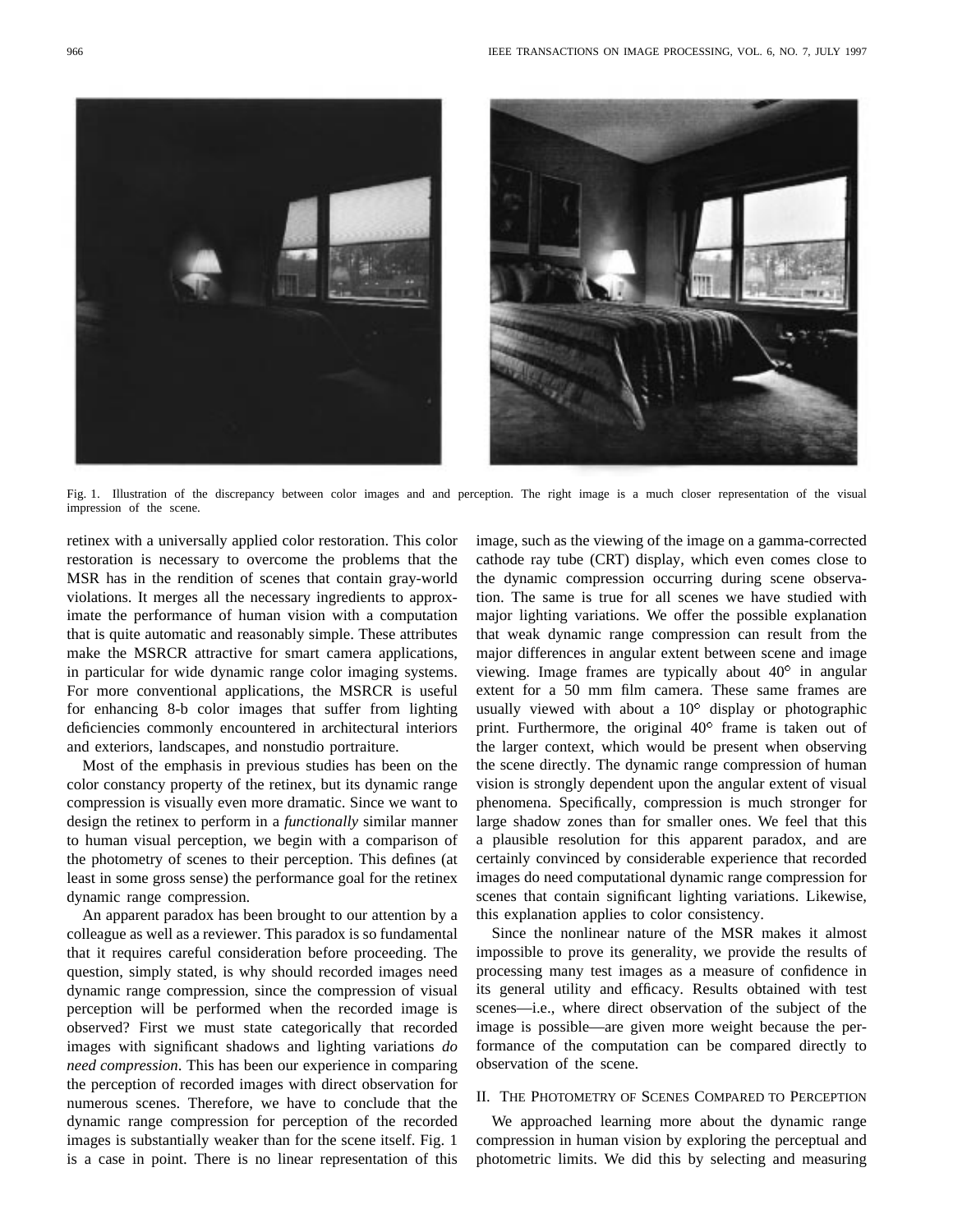Fig. 1. Illustration of the discrepancy between color images and and perception. The right image is a much closer representation of the visual impression of the scene.

retinex with a universally applied color restoration. This color restoration is necessary to overcome the problems that the MSR has in the rendition of scenes that contain gray-world violations. It merges all the necessary ingredients to approximate the performance of human vision with a computation that is quite automatic and reasonably simple. These attributes make the MSRCR attractive for smart camera applications, in particular for wide dynamic range color imaging systems. For more conventional applications, the MSRCR is useful for enhancing 8-b color images that suffer from lighting deficiencies commonly encountered in architectural interiors and exteriors, landscapes, and nonstudio portraiture.

Most of the emphasis in previous studies has been on the color constancy property of the retinex, but its dynamic range compression is visually even more dramatic. Since we want to design the retinex to perform in a *functionally* similar manner to human visual perception, we begin with a comparison of the photometry of scenes to their perception. This defines (at least in some gross sense) the performance goal for the retinex dynamic range compression.

An apparent paradox has been brought to our attention by a colleague as well as a reviewer. This paradox is so fundamental that it requires careful consideration before proceeding. The question, simply stated, is why should recorded images need dynamic range compression, since the compression of visual perception will be performed when the recorded image is observed? First we must state categorically that recorded images with significant shadows and lighting variations *do need compression*. This has been our experience in comparing the perception of recorded images with direct observation for numerous scenes. Therefore, we have to conclude that the dynamic range compression for perception of the recorded images is substantially weaker than for the scene itself. Fig. 1 is a case in point. There is no linear representation of this image, such as the viewing of the image on a gamma-corrected cathode ray tube (CRT) display, which even comes close to the dynamic compression occurring during scene observation. The same is true for all scenes we have studied with major lighting variations. We offer the possible explanation that weak dynamic range compression can result from the major differences in angular extent between scene and image viewing. Image frames are typically about 40° in angular extent for a 50 mm film camera. These same frames are usually viewed with about a 10° display or photographic print. Furthermore, the original 40° frame is taken out of the larger context, which would be present when observing the scene directly. The dynamic range compression of human vision is strongly dependent upon the angular extent of visual phenomena. Specifically, compression is much stronger for large shadow zones than for smaller ones. We feel that this a plausible resolution for this apparent paradox, and are certainly convinced by considerable experience that recorded images do need computational dynamic range compression for scenes that contain significant lighting variations. Likewise, this explanation applies to color consistency.

Since the nonlinear nature of the MSR makes it almost impossible to prove its generality, we provide the results of processing many test images as a measure of confidence in its general utility and efficacy. Results obtained with test scenes—i.e., where direct observation of the subject of the image is possible—are given more weight because the performance of the computation can be compared directly to observation of the scene.

## II. The Photometry of Scenes Compared to Perception

We approached learning more about the dynamic range compression in human vision by exploring the perceptual and photometric limits. We did this by selecting and measuring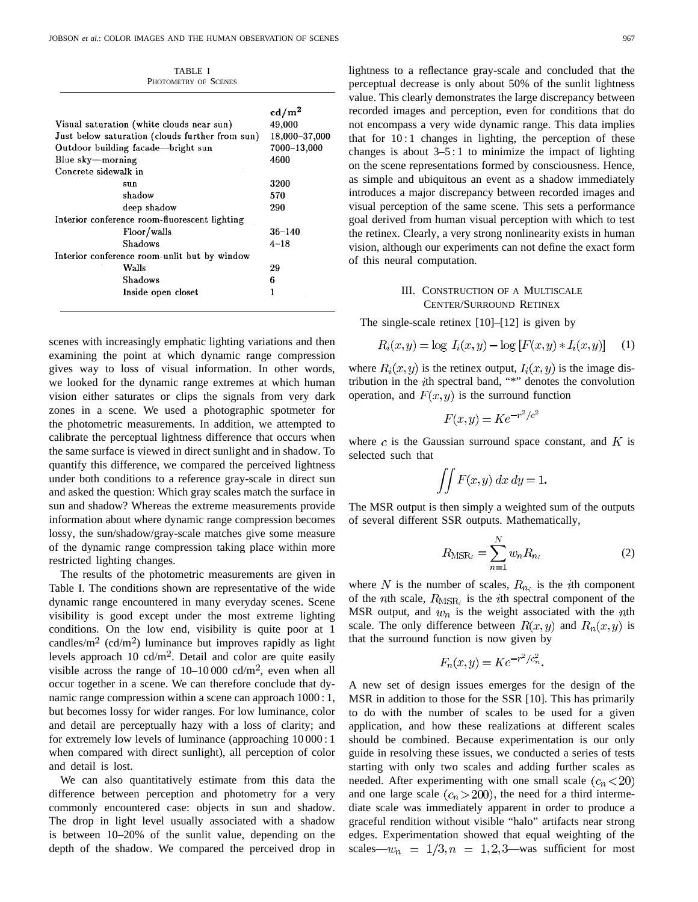TABLE I
PHOTOMETRY OF SCENES

| | $cd/m^2$ |
|---|---|
| Visual saturation (white clouds near sun) | 49,000 |
| Just below saturation (clouds further from sun) | 18,000–37,000 |
| Outdoor building facade—bright sun | 7000–13,000 |
| Blue sky—morning | 4600 |
| Concrete sidewalk in | |
| sun | 3200 |
| shadow | 570 |
| deep shadow | 290 |
| Interior conference room-fluorescent lighting | |
| Floor/walls | 36–140 |
| Shadows | 4–18 |
| Interior conference room-unlit but by window | |
| Walls | 29 |
| Shadows | 6 |
| Inside open closet | 1 |

scenes with increasingly emphatic lighting variations and then examining the point at which dynamic range compression gives way to loss of visual information. In other words, we looked for the dynamic range extremes at which human vision either saturates or clips the signals from very dark zones in a scene. We used a photographic spotmeter for the photometric measurements. In addition, we attempted to calibrate the perceptual lightness difference that occurs when the same surface is viewed in direct sunlight and in shadow. To quantify this difference, we compared the perceived lightness under both conditions to a reference gray-scale in direct sun and asked the question: Which gray scales match the surface in sun and shadow? Whereas the extreme measurements provide information about where dynamic range compression becomes lossy, the sun/shadow/gray-scale matches give some measure of the dynamic range compression taking place within more restricted lighting changes.

The results of the photometric measurements are given in Table I. The conditions shown are representative of the wide dynamic range encountered in many everyday scenes. Scene visibility is good except under the most extreme lighting conditions. On the low end, visibility is quite poor at 1 candles/m$^2$ (cd/m$^2$) luminance but improves rapidly as light levels approach 10 cd/m$^2$. Detail and color are quite easily visible across the range of 10–10 000 cd/m$^2$, even when all occur together in a scene. We can therefore conclude that dynamic range compression within a scene can approach 1000 : 1, but becomes lossy for wider ranges. For low luminance, color and detail are perceptually hazy with a loss of clarity; and for extremely low levels of luminance (approaching 10 000 : 1 when compared with direct sunlight), all perception of color and detail is lost.

We can also quantitatively estimate from this data the difference between perception and photometry for a very commonly encountered case: objects in sun and shadow. The drop in light level usually associated with a shadow is between 10–20% of the sunlit value, depending on the depth of the shadow. We compared the perceived drop in lightness to a reflectance gray-scale and concluded that the perceptual decrease is only about 50% of the sunlit lightness value. This clearly demonstrates the large discrepancy between recorded images and perception, even for conditions that do not encompass a very wide dynamic range. This data implies that for 10 : 1 changes in lighting, the perception of these changes is about 3–5 : 1 to minimize the impact of lighting on the scene representations formed by consciousness. Hence, as simple and ubiquitous an event as a shadow immediately introduces a major discrepancy between recorded images and visual perception of the same scene. This sets a performance goal derived from human visual perception with which to test the retinex. Clearly, a very strong nonlinearity exists in human vision, although our experiments can not define the exact form of this neural computation.

## III. CONSTRUCTION OF A MULTISCALE CENTER/SURROUND RETINEX

The single-scale retinex [10]–[12] is given by

$$R_i(x,y) = \log I_i(x,y) - \log [F(x,y) * I_i(x,y)] \quad (1)$$

where $R_i(x,y)$ is the retinex output, $I_i(x,y)$ is the image distribution in the $i$th spectral band, "*" denotes the convolution operation, and $F(x,y)$ is the surround function

$$F(x,y) = Ke^{-r^2/c^2}$$

where $c$ is the Gaussian surround space constant, and $K$ is selected such that

$$\iint F(x,y)\, dx\, dy = 1.$$

The MSR output is then simply a weighted sum of the outputs of several different SSR outputs. Mathematically,

$$R_{\text{MSR}_i} = \sum_{n=1}^{N} w_n R_{n_i} \quad (2)$$

where $N$ is the number of scales, $R_{n_i}$ is the $i$th component of the $n$th scale, $R_{\text{MSR}_i}$ is the $i$th spectral component of the MSR output, and $w_n$ is the weight associated with the $n$th scale. The only difference between $R(x,y)$ and $R_n(x,y)$ is that the surround function is now given by

$$F_n(x,y) = Ke^{-r^2/c_n^2}.$$

A new set of design issues emerges for the design of the MSR in addition to those for the SSR [10]. This has primarily to do with the number of scales to be used for a given application, and how these realizations at different scales should be combined. Because experimentation is our only guide in resolving these issues, we conducted a series of tests starting with only two scales and adding further scales as needed. After experimenting with one small scale $(c_n < 20)$ and one large scale $(c_n > 200)$, the need for a third intermediate scale was immediately apparent in order to produce a graceful rendition without visible "halo" artifacts near strong edges. Experimentation showed that equal weighting of the scales—$w_n = 1/3, n = 1,2,3$—was sufficient for most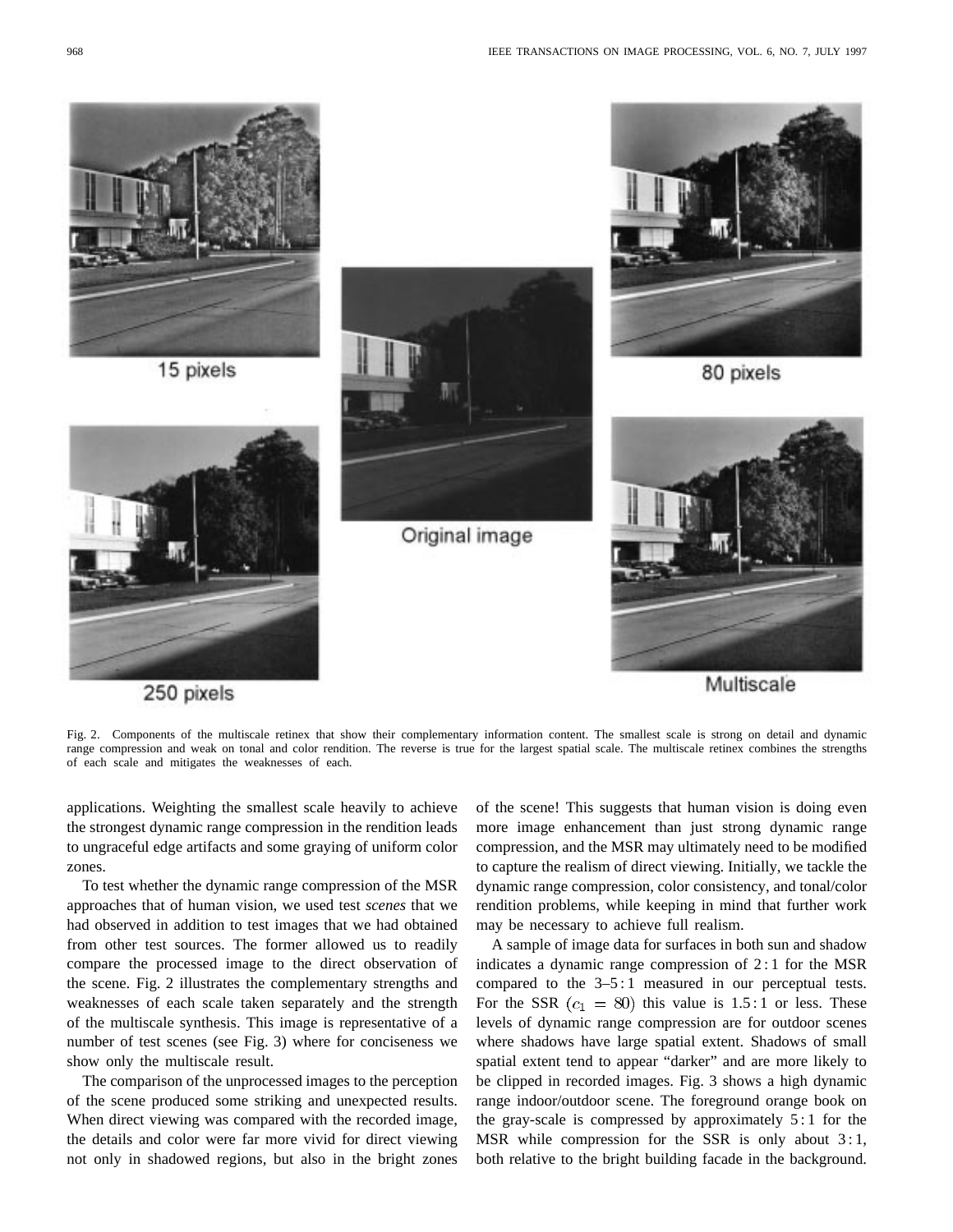15 pixels

80 pixels

Original image

250 pixels

Multiscale

Fig. 2. Components of the multiscale retinex that show their complementary information content. The smallest scale is strong on detail and dynamic range compression and weak on tonal and color rendition. The reverse is true for the largest spatial scale. The multiscale retinex combines the strengths of each scale and mitigates the weaknesses of each.

applications. Weighting the smallest scale heavily to achieve the strongest dynamic range compression in the rendition leads to ungraceful edge artifacts and some graying of uniform color zones.

To test whether the dynamic range compression of the MSR approaches that of human vision, we used test *scenes* that we had observed in addition to test images that we had obtained from other test sources. The former allowed us to readily compare the processed image to the direct observation of the scene. Fig. 2 illustrates the complementary strengths and weaknesses of each scale taken separately and the strength of the multiscale synthesis. This image is representative of a number of test scenes (see Fig. 3) where for conciseness we show only the multiscale result.

The comparison of the unprocessed images to the perception of the scene produced some striking and unexpected results. When direct viewing was compared with the recorded image, the details and color were far more vivid for direct viewing not only in shadowed regions, but also in the bright zones of the scene! This suggests that human vision is doing even more image enhancement than just strong dynamic range compression, and the MSR may ultimately need to be modified to capture the realism of direct viewing. Initially, we tackle the dynamic range compression, color consistency, and tonal/color rendition problems, while keeping in mind that further work may be necessary to achieve full realism.

A sample of image data for surfaces in both sun and shadow indicates a dynamic range compression of 2 : 1 for the MSR compared to the 3–5 : 1 measured in our perceptual tests. For the SSR ($c_1 = 80$) this value is 1.5 : 1 or less. These levels of dynamic range compression are for outdoor scenes where shadows have large spatial extent. Shadows of small spatial extent tend to appear "darker" and are more likely to be clipped in recorded images. Fig. 3 shows a high dynamic range indoor/outdoor scene. The foreground orange book on the gray-scale is compressed by approximately 5 : 1 for the MSR while compression for the SSR is only about 3 : 1, both relative to the bright building facade in the background.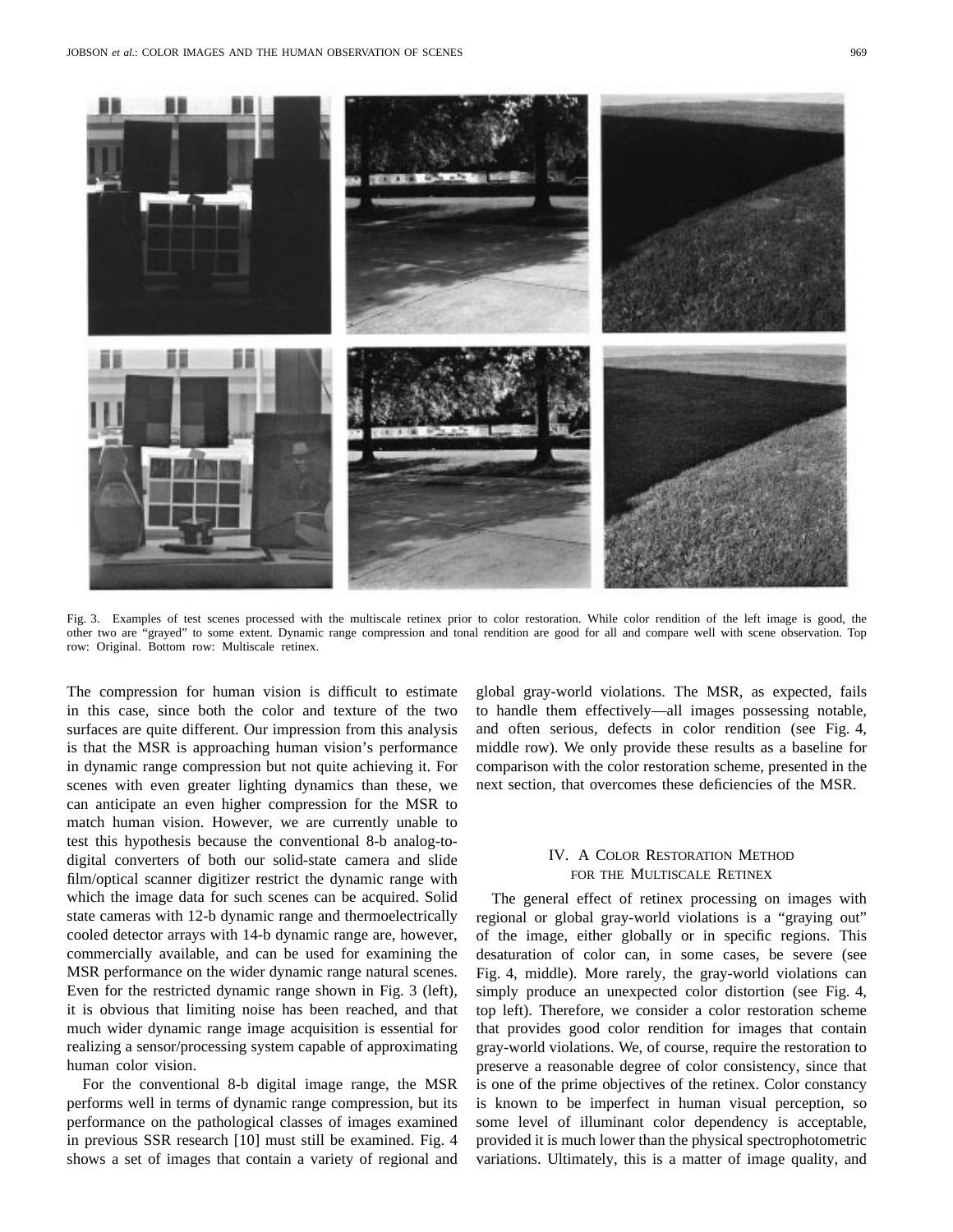Fig. 3. Examples of test scenes processed with the multiscale retinex prior to color restoration. While color rendition of the left image is good, the other two are "grayed" to some extent. Dynamic range compression and tonal rendition are good for all and compare well with scene observation. Top row: Original. Bottom row: Multiscale retinex.

The compression for human vision is difficult to estimate in this case, since both the color and texture of the two surfaces are quite different. Our impression from this analysis is that the MSR is approaching human vision's performance in dynamic range compression but not quite achieving it. For scenes with even greater lighting dynamics than these, we can anticipate an even higher compression for the MSR to match human vision. However, we are currently unable to test this hypothesis because the conventional 8-b analog-to-digital converters of both our solid-state camera and slide film/optical scanner digitizer restrict the dynamic range with which the image data for such scenes can be acquired. Solid state cameras with 12-b dynamic range and thermoelectrically cooled detector arrays with 14-b dynamic range are, however, commercially available, and can be used for examining the MSR performance on the wider dynamic range natural scenes. Even for the restricted dynamic range shown in Fig. 3 (left), it is obvious that limiting noise has been reached, and that much wider dynamic range image acquisition is essential for realizing a sensor/processing system capable of approximating human color vision.

For the conventional 8-b digital image range, the MSR performs well in terms of dynamic range compression, but its performance on the pathological classes of images examined in previous SSR research [10] must still be examined. Fig. 4 shows a set of images that contain a variety of regional and global gray-world violations. The MSR, as expected, fails to handle them effectively—all images possessing notable, and often serious, defects in color rendition (see Fig. 4, middle row). We only provide these results as a baseline for comparison with the color restoration scheme, presented in the next section, that overcomes these deficiencies of the MSR.

## IV. A Color Restoration Method for the Multiscale Retinex

The general effect of retinex processing on images with regional or global gray-world violations is a "graying out" of the image, either globally or in specific regions. This desaturation of color can, in some cases, be severe (see Fig. 4, middle). More rarely, the gray-world violations can simply produce an unexpected color distortion (see Fig. 4, top left). Therefore, we consider a color restoration scheme that provides good color rendition for images that contain gray-world violations. We, of course, require the restoration to preserve a reasonable degree of color consistency, since that is one of the prime objectives of the retinex. Color constancy is known to be imperfect in human visual perception, so some level of illuminant color dependency is acceptable, provided it is much lower than the physical spectrophotometric variations. Ultimately, this is a matter of image quality, and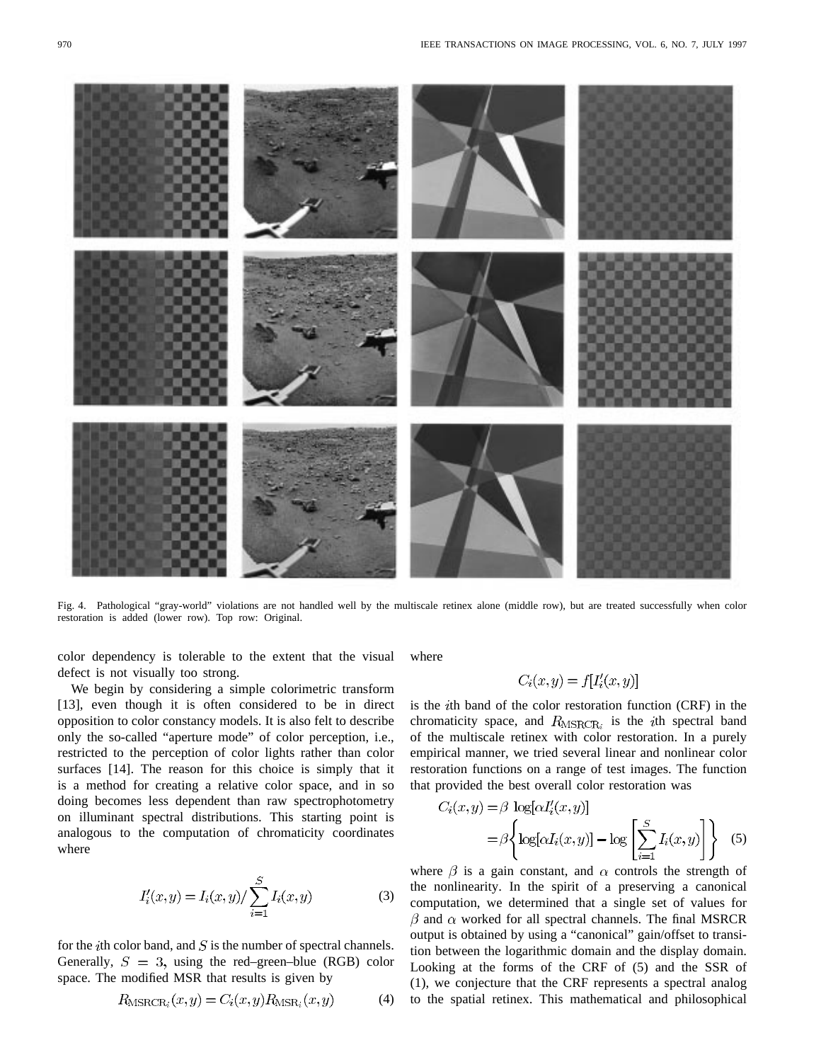Fig. 4. Pathological "gray-world" violations are not handled well by the multiscale retinex alone (middle row), but are treated successfully when color restoration is added (lower row). Top row: Original.

color dependency is tolerable to the extent that the visual defect is not visually too strong.

We begin by considering a simple colorimetric transform [13], even though it is often considered to be in direct opposition to color constancy models. It is also felt to describe only the so-called "aperture mode" of color perception, i.e., restricted to the perception of color lights rather than color surfaces [14]. The reason for this choice is simply that it is a method for creating a relative color space, and in so doing becomes less dependent than raw spectrophotometry on illuminant spectral distributions. This starting point is analogous to the computation of chromaticity coordinates where

$$I_i'(x,y) = I_i(x,y) / \sum_{i=1}^{S} I_i(x,y) \tag{3}$$

for the $i$th color band, and $S$ is the number of spectral channels. Generally, $S = 3$, using the red–green–blue (RGB) color space. The modified MSR that results is given by

$$R_{\mathrm{MSRCR}_i}(x,y) = C_i(x,y) R_{\mathrm{MSR}_i}(x,y) \tag{4}$$

where

$$C_i(x,y) = f[I_i'(x,y)]$$

is the $i$th band of the color restoration function (CRF) in the chromaticity space, and $R_{\mathrm{MSRCR}_i}$ is the $i$th spectral band of the multiscale retinex with color restoration. In a purely empirical manner, we tried several linear and nonlinear color restoration functions on a range of test images. The function that provided the best overall color restoration was

$$\begin{aligned} C_i(x,y) &= \beta \, \log[\alpha I_i'(x,y)] \\ &= \beta \left\{ \log[\alpha I_i(x,y)] - \log\left[\sum_{i=1}^{S} I_i(x,y)\right] \right\} \end{aligned} \tag{5}$$

where $\beta$ is a gain constant, and $\alpha$ controls the strength of the nonlinearity. In the spirit of a preserving a canonical computation, we determined that a single set of values for $\beta$ and $\alpha$ worked for all spectral channels. The final MSRCR output is obtained by using a "canonical" gain/offset to transition between the logarithmic domain and the display domain. Looking at the forms of the CRF of (5) and the SSR of (1), we conjecture that the CRF represents a spectral analog to the spatial retinex. This mathematical and philosophical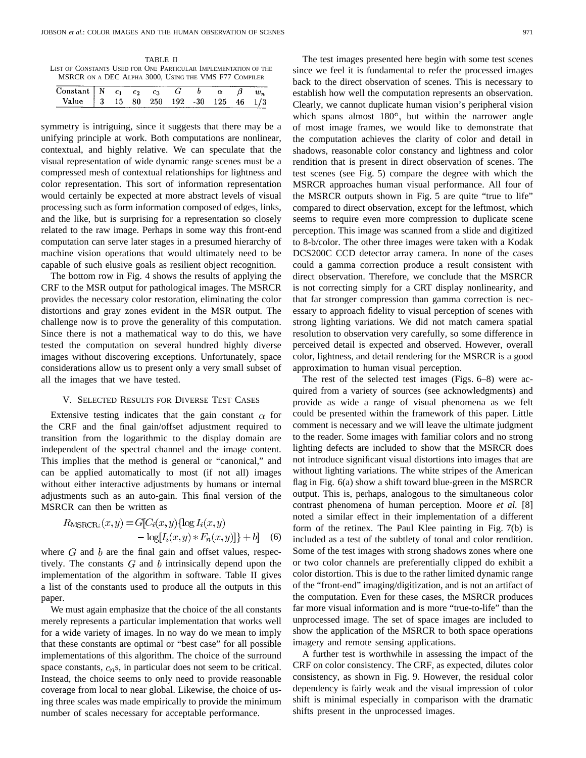TABLE II
LIST OF CONSTANTS USED FOR ONE PARTICULAR IMPLEMENTATION OF THE MSRCR ON A DEC ALPHA 3000, USING THE VMS F77 COMPILER

| Constant | N | $c_1$ | $c_2$ | $c_3$ | $G$ | $b$ | $\alpha$ | $\beta$ | $w_n$ |
|---|---|---|---|---|---|---|---|---|---|
| Value | 3 | 15 | 80 | 250 | 192 | -30 | 125 | 46 | 1/3 |

symmetry is intriguing, since it suggests that there may be a unifying principle at work. Both computations are nonlinear, contextual, and highly relative. We can speculate that the visual representation of wide dynamic range scenes must be a compressed mesh of contextual relationships for lightness and color representation. This sort of information representation would certainly be expected at more abstract levels of visual processing such as form information composed of edges, links, and the like, but is surprising for a representation so closely related to the raw image. Perhaps in some way this front-end computation can serve later stages in a presumed hierarchy of machine vision operations that would ultimately need to be capable of such elusive goals as resilient object recognition.

The bottom row in Fig. 4 shows the results of applying the CRF to the MSR output for pathological images. The MSRCR provides the necessary color restoration, eliminating the color distortions and gray zones evident in the MSR output. The challenge now is to prove the generality of this computation. Since there is not a mathematical way to do this, we have tested the computation on several hundred highly diverse images without discovering exceptions. Unfortunately, space considerations allow us to present only a very small subset of all the images that we have tested.

## V. SELECTED RESULTS FOR DIVERSE TEST CASES

Extensive testing indicates that the gain constant $\alpha$ for the CRF and the final gain/offset adjustment required to transition from the logarithmic to the display domain are independent of the spectral channel and the image content. This implies that the method is general or "canonical," and can be applied automatically to most (if not all) images without either interactive adjustments by humans or internal adjustments such as an auto-gain. This final version of the MSRCR can then be written as

$$R_{\text{MSRCR}_i}(x,y) = G[C_i(x,y)\{\log I_i(x,y) - \log[I_i(x,y) * F_n(x,y)]\} + b] \quad (6)$$

where $G$ and $b$ are the final gain and offset values, respectively. The constants $G$ and $b$ intrinsically depend upon the implementation of the algorithm in software. Table II gives a list of the constants used to produce all the outputs in this paper.

We must again emphasize that the choice of the all constants merely represents a particular implementation that works well for a wide variety of images. In no way do we mean to imply that these constants are optimal or "best case" for all possible implementations of this algorithm. The choice of the surround space constants, $c_n$s, in particular does not seem to be critical. Instead, the choice seems to only need to provide reasonable coverage from local to near global. Likewise, the choice of using three scales was made empirically to provide the minimum number of scales necessary for acceptable performance.

The test images presented here begin with some test scenes since we feel it is fundamental to refer the processed images back to the direct observation of scenes. This is necessary to establish how well the computation represents an observation. Clearly, we cannot duplicate human vision's peripheral vision which spans almost 180°, but within the narrower angle of most image frames, we would like to demonstrate that the computation achieves the clarity of color and detail in shadows, reasonable color constancy and lightness and color rendition that is present in direct observation of scenes. The test scenes (see Fig. 5) compare the degree with which the MSRCR approaches human visual performance. All four of the MSRCR outputs shown in Fig. 5 are quite "true to life" compared to direct observation, except for the leftmost, which seems to require even more compression to duplicate scene perception. This image was scanned from a slide and digitized to 8-b/color. The other three images were taken with a Kodak DCS200C CCD detector array camera. In none of the cases could a gamma correction produce a result consistent with direct observation. Therefore, we conclude that the MSRCR is not correcting simply for a CRT display nonlinearity, and that far stronger compression than gamma correction is necessary to approach fidelity to visual perception of scenes with strong lighting variations. We did not match camera spatial resolution to observation very carefully, so some difference in perceived detail is expected and observed. However, overall color, lightness, and detail rendering for the MSRCR is a good approximation to human visual perception.

The rest of the selected test images (Figs. 6–8) were acquired from a variety of sources (see acknowledgments) and provide as wide a range of visual phenomena as we felt could be presented within the framework of this paper. Little comment is necessary and we will leave the ultimate judgment to the reader. Some images with familiar colors and no strong lighting defects are included to show that the MSRCR does not introduce significant visual distortions into images that are without lighting variations. The white stripes of the American flag in Fig. 6(a) show a shift toward blue-green in the MSRCR output. This is, perhaps, analogous to the simultaneous color contrast phenomena of human perception. Moore *et al.* [8] noted a similar effect in their implementation of a different form of the retinex. The Paul Klee painting in Fig. 7(b) is included as a test of the subtlety of tonal and color rendition. Some of the test images with strong shadows zones where one or two color channels are preferentially clipped do exhibit a color distortion. This is due to the rather limited dynamic range of the "front-end" imaging/digitization, and is not an artifact of the computation. Even for these cases, the MSRCR produces far more visual information and is more "true-to-life" than the unprocessed image. The set of space images are included to show the application of the MSRCR to both space operations imagery and remote sensing applications.

A further test is worthwhile in assessing the impact of the CRF on color consistency. The CRF, as expected, dilutes color consistency, as shown in Fig. 9. However, the residual color dependency is fairly weak and the visual impression of color shift is minimal especially in comparison with the dramatic shifts present in the unprocessed images.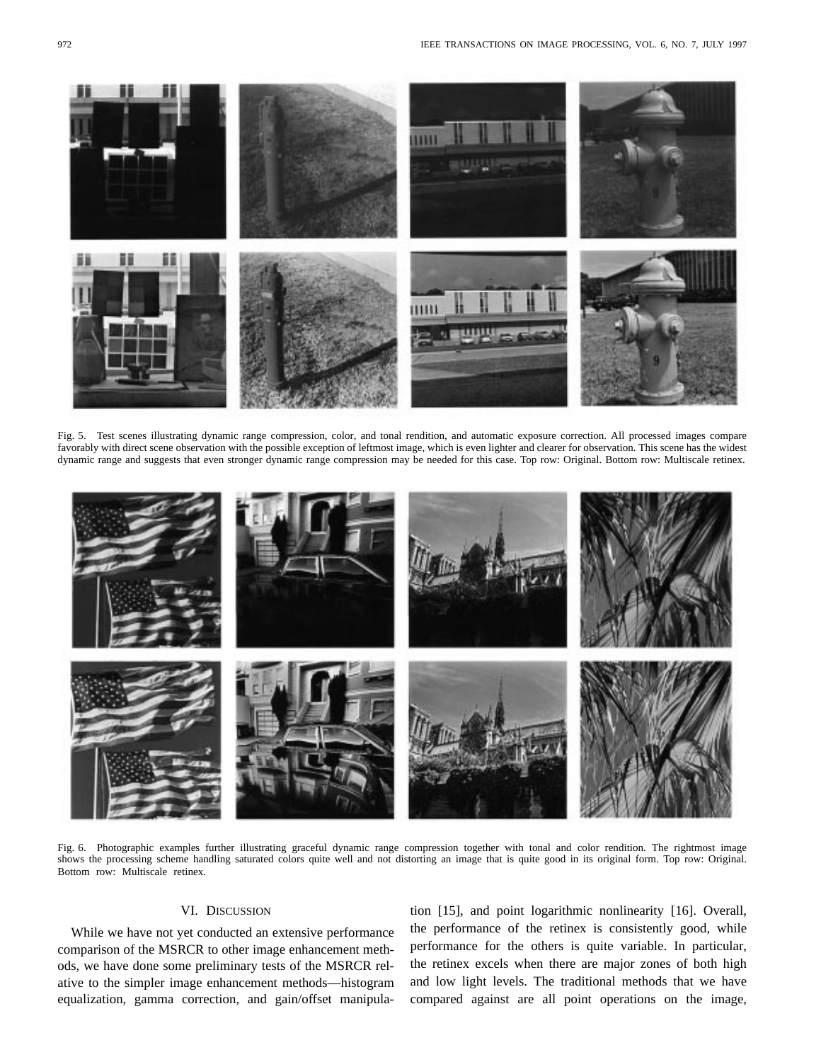Fig. 5. Test scenes illustrating dynamic range compression, color, and tonal rendition, and automatic exposure correction. All processed images compare favorably with direct scene observation with the possible exception of leftmost image, which is even lighter and clearer for observation. This scene has the widest dynamic range and suggests that even stronger dynamic range compression may be needed for this case. Top row: Original. Bottom row: Multiscale retinex.

Fig. 6. Photographic examples further illustrating graceful dynamic range compression together with tonal and color rendition. The rightmost image shows the processing scheme handling saturated colors quite well and not distorting an image that is quite good in its original form. Top row: Original. Bottom row: Multiscale retinex.

## VI. Discussion

While we have not yet conducted an extensive performance comparison of the MSRCR to other image enhancement methods, we have done some preliminary tests of the MSRCR relative to the simpler image enhancement methods—histogram equalization, gamma correction, and gain/offset manipulation [15], and point logarithmic nonlinearity [16]. Overall, the performance of the retinex is consistently good, while performance for the others is quite variable. In particular, the retinex excels when there are major zones of both high and low light levels. The traditional methods that we have compared against are all point operations on the image,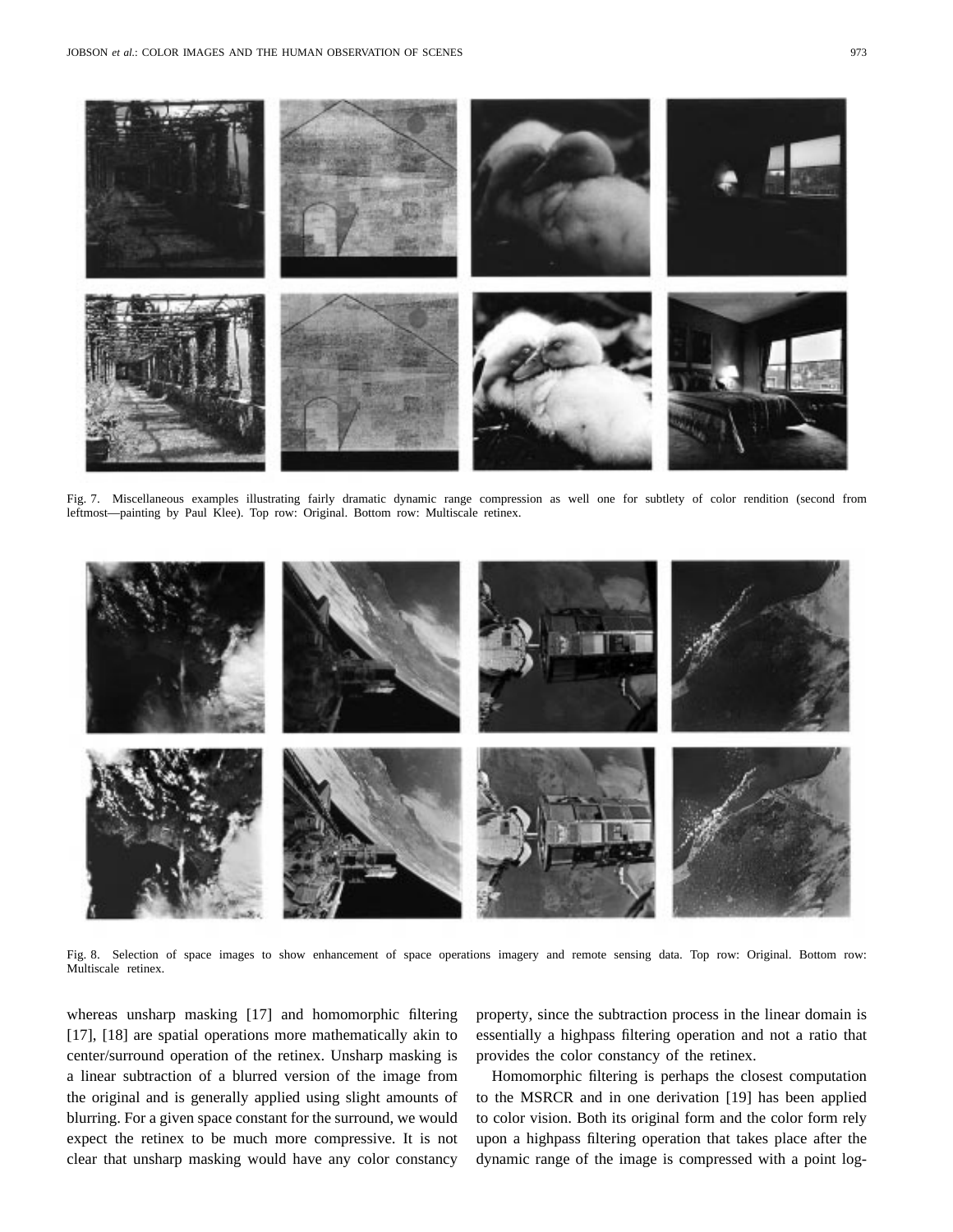Fig. 7. Miscellaneous examples illustrating fairly dramatic dynamic range compression as well one for subtlety of color rendition (second from leftmost—painting by Paul Klee). Top row: Original. Bottom row: Multiscale retinex.

Fig. 8. Selection of space images to show enhancement of space operations imagery and remote sensing data. Top row: Original. Bottom row: Multiscale retinex.

whereas unsharp masking [17] and homomorphic filtering [17], [18] are spatial operations more mathematically akin to center/surround operation of the retinex. Unsharp masking is a linear subtraction of a blurred version of the image from the original and is generally applied using slight amounts of blurring. For a given space constant for the surround, we would expect the retinex to be much more compressive. It is not clear that unsharp masking would have any color constancy property, since the subtraction process in the linear domain is essentially a highpass filtering operation and not a ratio that provides the color constancy of the retinex.

Homomorphic filtering is perhaps the closest computation to the MSRCR and in one derivation [19] has been applied to color vision. Both its original form and the color form rely upon a highpass filtering operation that takes place after the dynamic range of the image is compressed with a point log-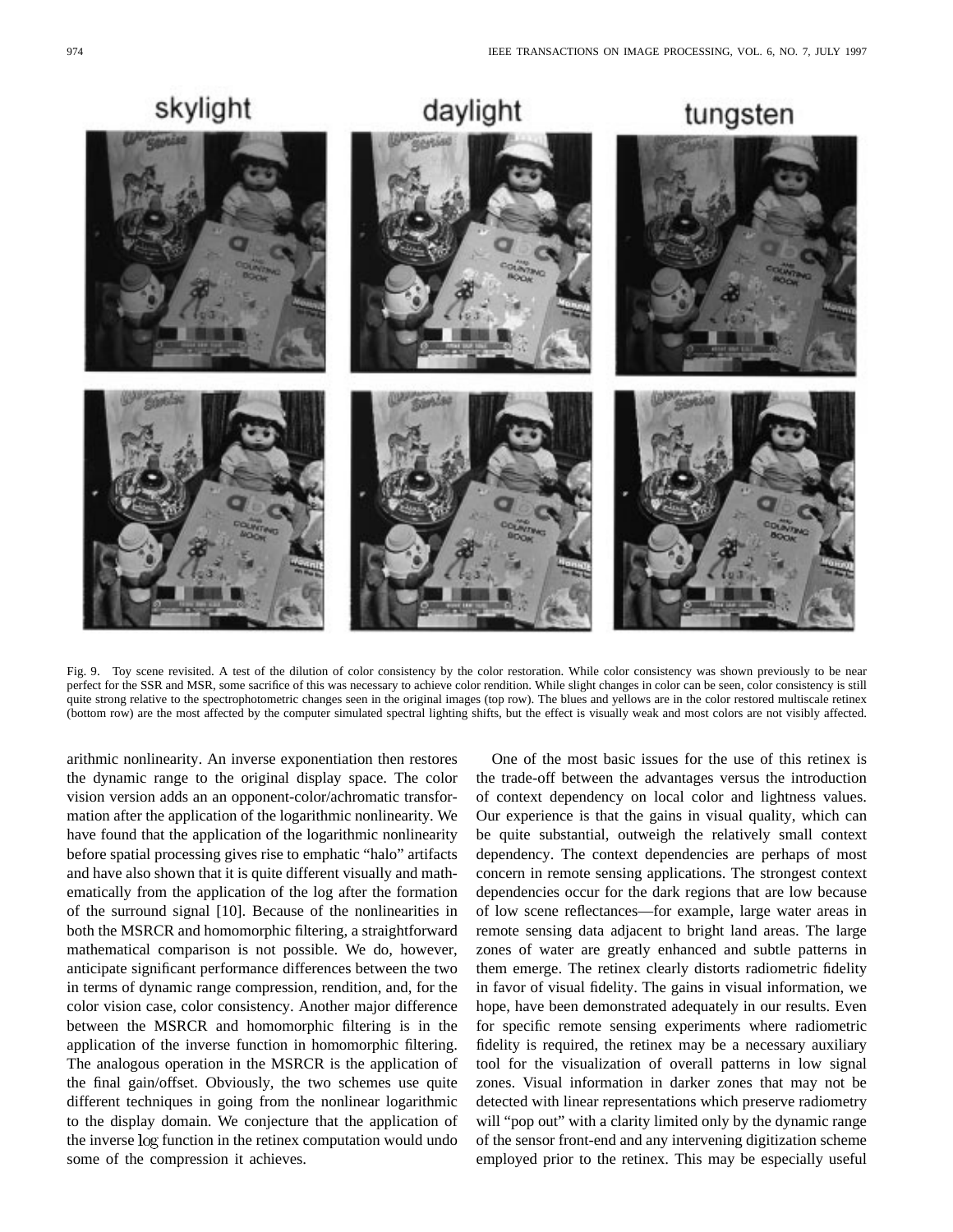skylight

daylight

tungsten

Fig. 9. Toy scene revisited. A test of the dilution of color consistency by the color restoration. While color consistency was shown previously to be near perfect for the SSR and MSR, some sacrifice of this was necessary to achieve color rendition. While slight changes in color can be seen, color consistency is still quite strong relative to the spectrophotometric changes seen in the original images (top row). The blues and yellows are in the color restored multiscale retinex (bottom row) are the most affected by the computer simulated spectral lighting shifts, but the effect is visually weak and most colors are not visibly affected.

arithmic nonlinearity. An inverse exponentiation then restores the dynamic range to the original display space. The color vision version adds an an opponent-color/achromatic transformation after the application of the logarithmic nonlinearity. We have found that the application of the logarithmic nonlinearity before spatial processing gives rise to emphatic "halo" artifacts and have also shown that it is quite different visually and mathematically from the application of the log after the formation of the surround signal [10]. Because of the nonlinearities in both the MSRCR and homomorphic filtering, a straightforward mathematical comparison is not possible. We do, however, anticipate significant performance differences between the two in terms of dynamic range compression, rendition, and, for the color vision case, color consistency. Another major difference between the MSRCR and homomorphic filtering is in the application of the inverse function in homomorphic filtering. The analogous operation in the MSRCR is the application of the final gain/offset. Obviously, the two schemes use quite different techniques in going from the nonlinear logarithmic to the display domain. We conjecture that the application of the inverse log function in the retinex computation would undo some of the compression it achieves.

One of the most basic issues for the use of this retinex is the trade-off between the advantages versus the introduction of context dependency on local color and lightness values. Our experience is that the gains in visual quality, which can be quite substantial, outweigh the relatively small context dependency. The context dependencies are perhaps of most concern in remote sensing applications. The strongest context dependencies occur for the dark regions that are low because of low scene reflectances—for example, large water areas in remote sensing data adjacent to bright land areas. The large zones of water are greatly enhanced and subtle patterns in them emerge. The retinex clearly distorts radiometric fidelity in favor of visual fidelity. The gains in visual information, we hope, have been demonstrated adequately in our results. Even for specific remote sensing experiments where radiometric fidelity is required, the retinex may be a necessary auxiliary tool for the visualization of overall patterns in low signal zones. Visual information in darker zones that may not be detected with linear representations which preserve radiometry will "pop out" with a clarity limited only by the dynamic range of the sensor front-end and any intervening digitization scheme employed prior to the retinex. This may be especially useful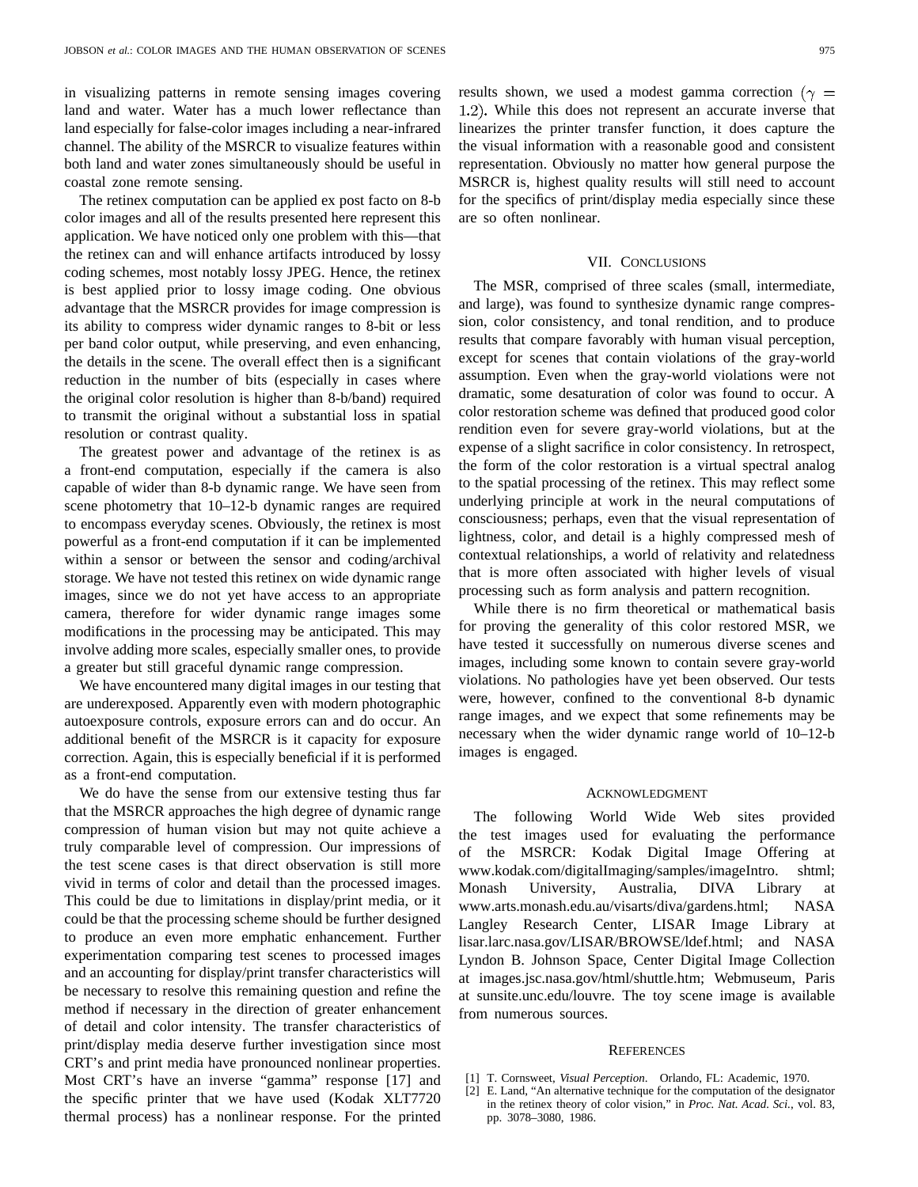in visualizing patterns in remote sensing images covering land and water. Water has a much lower reflectance than land especially for false-color images including a near-infrared channel. The ability of the MSRCR to visualize features within both land and water zones simultaneously should be useful in coastal zone remote sensing.

The retinex computation can be applied ex post facto on 8-b color images and all of the results presented here represent this application. We have noticed only one problem with this—that the retinex can and will enhance artifacts introduced by lossy coding schemes, most notably lossy JPEG. Hence, the retinex is best applied prior to lossy image coding. One obvious advantage that the MSRCR provides for image compression is its ability to compress wider dynamic ranges to 8-bit or less per band color output, while preserving, and even enhancing, the details in the scene. The overall effect then is a significant reduction in the number of bits (especially in cases where the original color resolution is higher than 8-b/band) required to transmit the original without a substantial loss in spatial resolution or contrast quality.

The greatest power and advantage of the retinex is as a front-end computation, especially if the camera is also capable of wider than 8-b dynamic range. We have seen from scene photometry that 10–12-b dynamic ranges are required to encompass everyday scenes. Obviously, the retinex is most powerful as a front-end computation if it can be implemented within a sensor or between the sensor and coding/archival storage. We have not tested this retinex on wide dynamic range images, since we do not yet have access to an appropriate camera, therefore for wider dynamic range images some modifications in the processing may be anticipated. This may involve adding more scales, especially smaller ones, to provide a greater but still graceful dynamic range compression.

We have encountered many digital images in our testing that are underexposed. Apparently even with modern photographic autoexposure controls, exposure errors can and do occur. An additional benefit of the MSRCR is it capacity for exposure correction. Again, this is especially beneficial if it is performed as a front-end computation.

We do have the sense from our extensive testing thus far that the MSRCR approaches the high degree of dynamic range compression of human vision but may not quite achieve a truly comparable level of compression. Our impressions of the test scene cases is that direct observation is still more vivid in terms of color and detail than the processed images. This could be due to limitations in display/print media, or it could be that the processing scheme should be further designed to produce an even more emphatic enhancement. Further experimentation comparing test scenes to processed images and an accounting for display/print transfer characteristics will be necessary to resolve this remaining question and refine the method if necessary in the direction of greater enhancement of detail and color intensity. The transfer characteristics of print/display media deserve further investigation since most CRT's and print media have pronounced nonlinear properties. Most CRT's have an inverse "gamma" response [17] and the specific printer that we have used (Kodak XLT7720 thermal process) has a nonlinear response. For the printed results shown, we used a modest gamma correction ($\gamma = 1.2$). While this does not represent an accurate inverse that linearizes the printer transfer function, it does capture the the visual information with a reasonable good and consistent representation. Obviously no matter how general purpose the MSRCR is, highest quality results will still need to account for the specifics of print/display media especially since these are so often nonlinear.

## VII. Conclusions

The MSR, comprised of three scales (small, intermediate, and large), was found to synthesize dynamic range compression, color consistency, and tonal rendition, and to produce results that compare favorably with human visual perception, except for scenes that contain violations of the gray-world assumption. Even when the gray-world violations were not dramatic, some desaturation of color was found to occur. A color restoration scheme was defined that produced good color rendition even for severe gray-world violations, but at the expense of a slight sacrifice in color consistency. In retrospect, the form of the color restoration is a virtual spectral analog to the spatial processing of the retinex. This may reflect some underlying principle at work in the neural computations of consciousness; perhaps, even that the visual representation of lightness, color, and detail is a highly compressed mesh of contextual relationships, a world of relativity and relatedness that is more often associated with higher levels of visual processing such as form analysis and pattern recognition.

While there is no firm theoretical or mathematical basis for proving the generality of this color restored MSR, we have tested it successfully on numerous diverse scenes and images, including some known to contain severe gray-world violations. No pathologies have yet been observed. Our tests were, however, confined to the conventional 8-b dynamic range images, and we expect that some refinements may be necessary when the wider dynamic range world of 10–12-b images is engaged.

## Acknowledgment

The following World Wide Web sites provided the test images used for evaluating the performance of the MSRCR: Kodak Digital Image Offering at www.kodak.com/digitalImaging/samples/imageIntro. shtml; Monash University, Australia, DIVA Library at www.arts.monash.edu.au/visarts/diva/gardens.html; NASA Langley Research Center, LISAR Image Library at lisar.larc.nasa.gov/LISAR/BROWSE/ldef.html; and NASA Lyndon B. Johnson Space, Center Digital Image Collection at images.jsc.nasa.gov/html/shuttle.htm; Webmuseum, Paris at sunsite.unc.edu/louvre. The toy scene image is available from numerous sources.

## References

[1] T. Cornsweet, *Visual Perception*. Orlando, FL: Academic, 1970.

[2] E. Land, "An alternative technique for the computation of the designator in the retinex theory of color vision," in *Proc. Nat. Acad. Sci.*, vol. 83, pp. 3078–3080, 1986.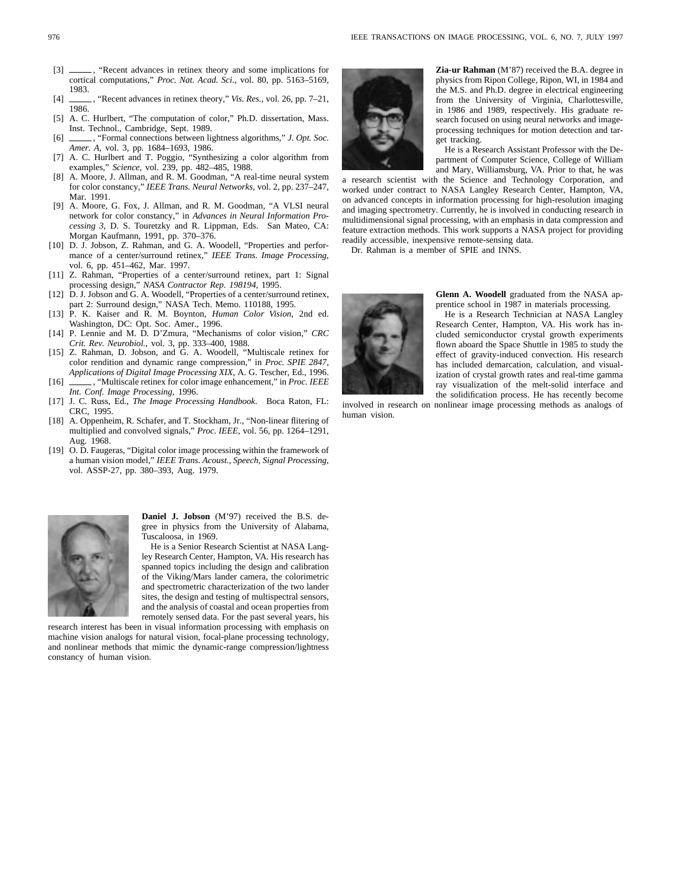[3] ——, "Recent advances in retinex theory and some implications for cortical computations," *Proc. Nat. Acad. Sci.*, vol. 80, pp. 5163–5169, 1983.

[4] ——, "Recent advances in retinex theory," *Vis. Res.*, vol. 26, pp. 7–21, 1986.

[5] A. C. Hurlbert, "The computation of color," Ph.D. dissertation, Mass. Inst. Technol., Cambridge, Sept. 1989.

[6] ——, "Formal connections between lightness algorithms," *J. Opt. Soc. Amer. A*, vol. 3, pp. 1684–1693, 1986.

[7] A. C. Hurlbert and T. Poggio, "Synthesizing a color algorithm from examples," *Science*, vol. 239, pp. 482–485, 1988.

[8] A. Moore, J. Allman, and R. M. Goodman, "A real-time neural system for color constancy," *IEEE Trans. Neural Networks*, vol. 2, pp. 237–247, Mar. 1991.

[9] A. Moore, G. Fox, J. Allman, and R. M. Goodman, "A VLSI neural network for color constancy," in *Advances in Neural Information Processing 3*, D. S. Touretzky and R. Lippman, Eds. San Mateo, CA: Morgan Kaufmann, 1991, pp. 370–376.

[10] D. J. Jobson, Z. Rahman, and G. A. Woodell, "Properties and performance of a center/surround retinex," *IEEE Trans. Image Processing*, vol. 6, pp. 451–462, Mar. 1997.

[11] Z. Rahman, "Properties of a center/surround retinex, part 1: Signal processing design," *NASA Contractor Rep. 198194*, 1995.

[12] D. J. Jobson and G. A. Woodell, "Properties of a center/surround retinex, part 2: Surround design," NASA Tech. Memo. 110188, 1995.

[13] P. K. Kaiser and R. M. Boynton, *Human Color Vision*, 2nd ed. Washington, DC: Opt. Soc. Amer., 1996.

[14] P. Lennie and M. D. D'Zmura, "Mechanisms of color vision," *CRC Crit. Rev. Neurobiol.*, vol. 3, pp. 333–400, 1988.

[15] Z. Rahman, D. Jobson, and G. A. Woodell, "Multiscale retinex for color rendition and dynamic range compression," in *Proc. SPIE 2847, Applications of Digital Image Processing XIX*, A. G. Tescher, Ed., 1996.

[16] ——, "Multiscale retinex for color image enhancement," in *Proc. IEEE Int. Conf. Image Processing*, 1996.

[17] J. C. Russ, Ed., *The Image Processing Handbook*. Boca Raton, FL: CRC, 1995.

[18] A. Oppenheim, R. Schafer, and T. Stockham, Jr., "Non-linear flitering of multiplied and convolved signals," *Proc. IEEE*, vol. 56, pp. 1264–1291, Aug. 1968.

[19] O. D. Faugeras, "Digital color image processing within the framework of a human vision model," *IEEE Trans. Acoust., Speech, Signal Processing*, vol. ASSP-27, pp. 380–393, Aug. 1979.

**Daniel J. Jobson** (M'97) received the B.S. degree in physics from the University of Alabama, Tuscaloosa, in 1969.

He is a Senior Research Scientist at NASA Langley Research Center, Hampton, VA. His research has spanned topics including the design and calibration of the Viking/Mars lander camera, the colorimetric and spectrometric characterization of the two lander sites, the design and testing of multispectral sensors, and the analysis of coastal and ocean properties from remotely sensed data. For the past several years, his research interest has been in visual information processing with emphasis on machine vision analogs for natural vision, focal-plane processing technology, and nonlinear methods that mimic the dynamic-range compression/lightness constancy of human vision.

**Zia-ur Rahman** (M'87) received the B.A. degree in physics from Ripon College, Ripon, WI, in 1984 and the M.S. and Ph.D. degree in electrical engineering from the University of Virginia, Charlottesville, in 1986 and 1989, respectively. His graduate research focused on using neural networks and image-processing techniques for motion detection and target tracking.

He is a Research Assistant Professor with the Department of Computer Science, College of William and Mary, Williamsburg, VA. Prior to that, he was a research scientist with the Science and Technology Corporation, and worked under contract to NASA Langley Research Center, Hampton, VA, on advanced concepts in information processing for high-resolution imaging and imaging spectrometry. Currently, he is involved in conducting research in multidimensional signal processing, with an emphasis in data compression and feature extraction methods. This work supports a NASA project for providing readily accessible, inexpensive remote-sensing data.

Dr. Rahman is a member of SPIE and INNS.

**Glenn A. Woodell** graduated from the NASA apprentice school in 1987 in materials processing.

He is a Research Technician at NASA Langley Research Center, Hampton, VA. His work has included semiconductor crystal growth experiments flown aboard the Space Shuttle in 1985 to study the effect of gravity-induced convection. His research has included demarcation, calculation, and visualization of crystal growth rates and real-time gamma ray visualization of the melt-solid interface and the solidification process. He has recently become involved in research on nonlinear image processing methods as analogs of human vision.